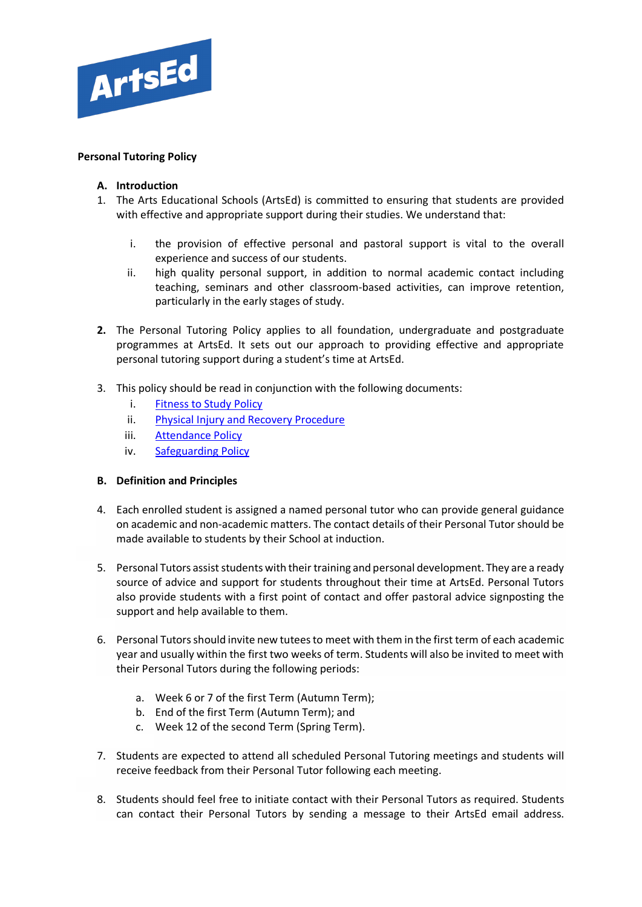**Personal Tutoring Policy**

**A. Introduction**

1. The Arts Educational Schools (ArtsEd) is committed to ensuring that students are provided with effective and appropriate support during their studies. We understand that:

    i. the provision of effective personal and pastoral support is vital to the overall experience and success of our students.
    ii. high quality personal support, in addition to normal academic contact including teaching, seminars and other classroom-based activities, can improve retention, particularly in the early stages of study.

2. The Personal Tutoring Policy applies to all foundation, undergraduate and postgraduate programmes at ArtsEd. It sets out our approach to providing effective and appropriate personal tutoring support during a student's time at ArtsEd.

3. This policy should be read in conjunction with the following documents:
    i. Fitness to Study Policy
    ii. Physical Injury and Recovery Procedure
    iii. Attendance Policy
    iv. Safeguarding Policy

**B. Definition and Principles**

4. Each enrolled student is assigned a named personal tutor who can provide general guidance on academic and non-academic matters. The contact details of their Personal Tutor should be made available to students by their School at induction.

5. Personal Tutors assist students with their training and personal development. They are a ready source of advice and support for students throughout their time at ArtsEd. Personal Tutors also provide students with a first point of contact and offer pastoral advice signposting the support and help available to them.

6. Personal Tutors should invite new tutees to meet with them in the first term of each academic year and usually within the first two weeks of term. Students will also be invited to meet with their Personal Tutors during the following periods:

    a. Week 6 or 7 of the first Term (Autumn Term);
    b. End of the first Term (Autumn Term); and
    c. Week 12 of the second Term (Spring Term).

7. Students are expected to attend all scheduled Personal Tutoring meetings and students will receive feedback from their Personal Tutor following each meeting.

8. Students should feel free to initiate contact with their Personal Tutors as required. Students can contact their Personal Tutors by sending a message to their ArtsEd email address.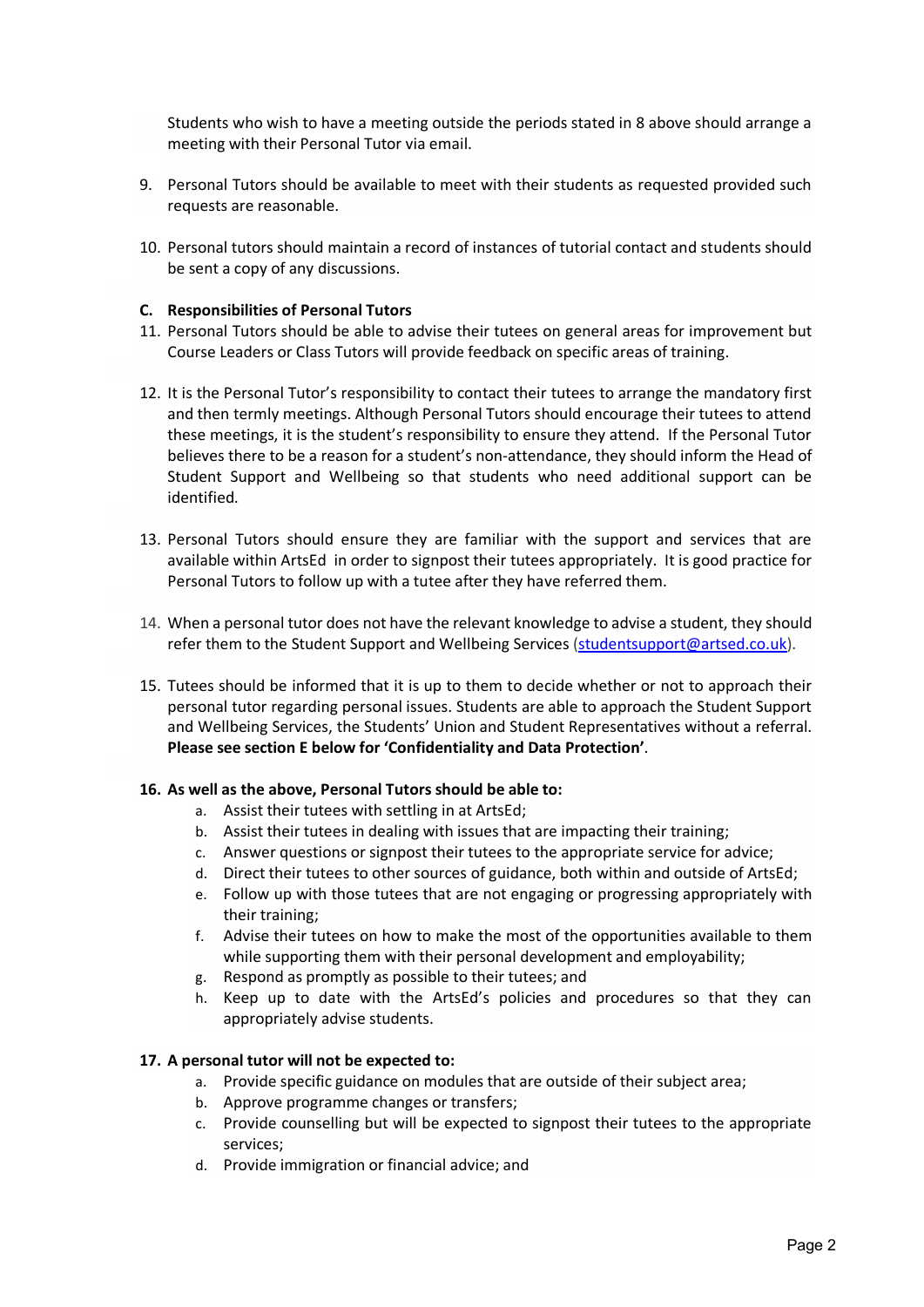Students who wish to have a meeting outside the periods stated in 8 above should arrange a meeting with their Personal Tutor via email.

9. Personal Tutors should be available to meet with their students as requested provided such requests are reasonable.

10. Personal tutors should maintain a record of instances of tutorial contact and students should be sent a copy of any discussions.

**C. Responsibilities of Personal Tutors**

11. Personal Tutors should be able to advise their tutees on general areas for improvement but Course Leaders or Class Tutors will provide feedback on specific areas of training.

12. It is the Personal Tutor's responsibility to contact their tutees to arrange the mandatory first and then termly meetings. Although Personal Tutors should encourage their tutees to attend these meetings, it is the student's responsibility to ensure they attend. If the Personal Tutor believes there to be a reason for a student's non-attendance, they should inform the Head of Student Support and Wellbeing so that students who need additional support can be identified.

13. Personal Tutors should ensure they are familiar with the support and services that are available within ArtsEd in order to signpost their tutees appropriately. It is good practice for Personal Tutors to follow up with a tutee after they have referred them.

14. When a personal tutor does not have the relevant knowledge to advise a student, they should refer them to the Student Support and Wellbeing Services (studentsupport@artsed.co.uk).

15. Tutees should be informed that it is up to them to decide whether or not to approach their personal tutor regarding personal issues. Students are able to approach the Student Support and Wellbeing Services, the Students' Union and Student Representatives without a referral. **Please see section E below for 'Confidentiality and Data Protection'**.

16. **As well as the above, Personal Tutors should be able to:**
    a. Assist their tutees with settling in at ArtsEd;
    b. Assist their tutees in dealing with issues that are impacting their training;
    c. Answer questions or signpost their tutees to the appropriate service for advice;
    d. Direct their tutees to other sources of guidance, both within and outside of ArtsEd;
    e. Follow up with those tutees that are not engaging or progressing appropriately with their training;
    f. Advise their tutees on how to make the most of the opportunities available to them while supporting them with their personal development and employability;
    g. Respond as promptly as possible to their tutees; and
    h. Keep up to date with the ArtsEd's policies and procedures so that they can appropriately advise students.

17. **A personal tutor will not be expected to:**
    a. Provide specific guidance on modules that are outside of their subject area;
    b. Approve programme changes or transfers;
    c. Provide counselling but will be expected to signpost their tutees to the appropriate services;
    d. Provide immigration or financial advice; and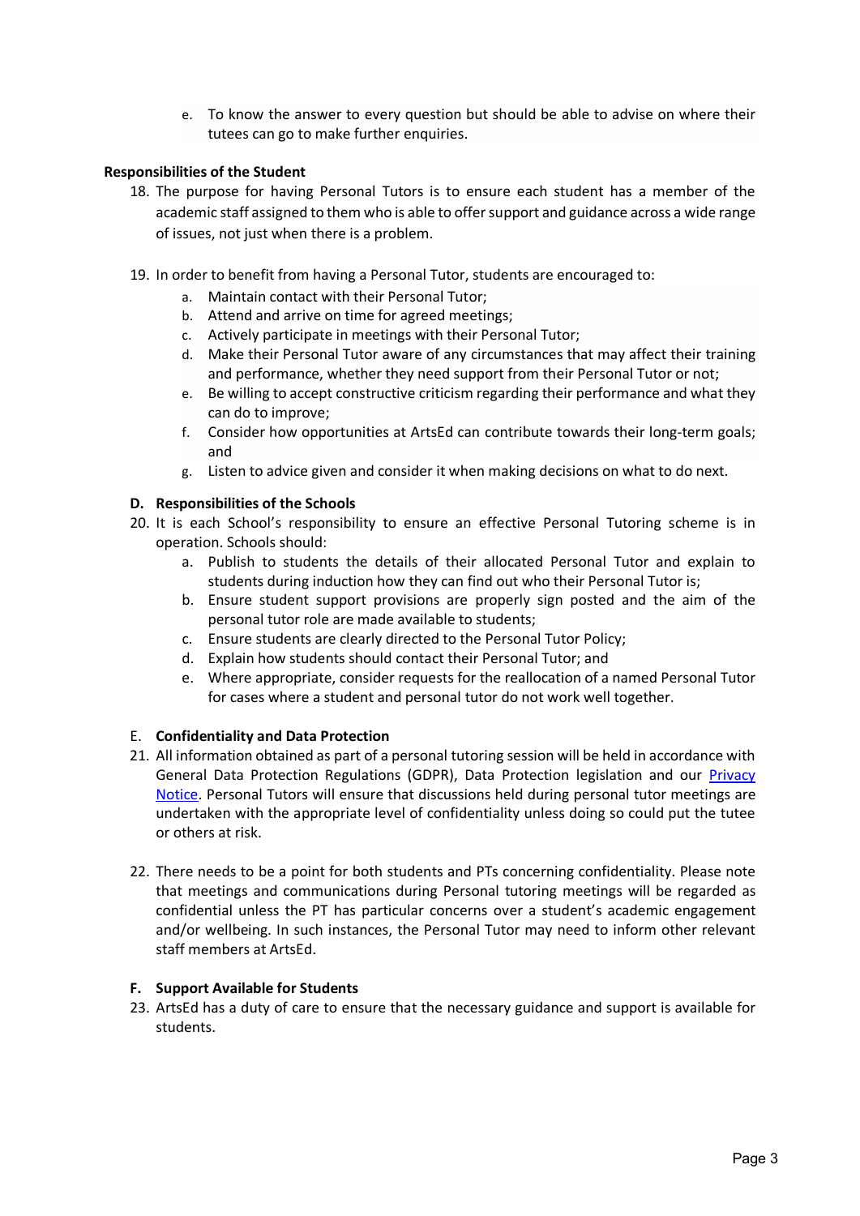e. To know the answer to every question but should be able to advise on where their tutees can go to make further enquiries.

**Responsibilities of the Student**

18. The purpose for having Personal Tutors is to ensure each student has a member of the academic staff assigned to them who is able to offer support and guidance across a wide range of issues, not just when there is a problem.

19. In order to benefit from having a Personal Tutor, students are encouraged to:
    a. Maintain contact with their Personal Tutor;
    b. Attend and arrive on time for agreed meetings;
    c. Actively participate in meetings with their Personal Tutor;
    d. Make their Personal Tutor aware of any circumstances that may affect their training and performance, whether they need support from their Personal Tutor or not;
    e. Be willing to accept constructive criticism regarding their performance and what they can do to improve;
    f. Consider how opportunities at ArtsEd can contribute towards their long-term goals; and
    g. Listen to advice given and consider it when making decisions on what to do next.

**D. Responsibilities of the Schools**

20. It is each School's responsibility to ensure an effective Personal Tutoring scheme is in operation. Schools should:
    a. Publish to students the details of their allocated Personal Tutor and explain to students during induction how they can find out who their Personal Tutor is;
    b. Ensure student support provisions are properly sign posted and the aim of the personal tutor role are made available to students;
    c. Ensure students are clearly directed to the Personal Tutor Policy;
    d. Explain how students should contact their Personal Tutor; and
    e. Where appropriate, consider requests for the reallocation of a named Personal Tutor for cases where a student and personal tutor do not work well together.

E. **Confidentiality and Data Protection**

21. All information obtained as part of a personal tutoring session will be held in accordance with General Data Protection Regulations (GDPR), Data Protection legislation and our [Privacy Notice](). Personal Tutors will ensure that discussions held during personal tutor meetings are undertaken with the appropriate level of confidentiality unless doing so could put the tutee or others at risk.

22. There needs to be a point for both students and PTs concerning confidentiality. Please note that meetings and communications during Personal tutoring meetings will be regarded as confidential unless the PT has particular concerns over a student's academic engagement and/or wellbeing. In such instances, the Personal Tutor may need to inform other relevant staff members at ArtsEd.

**F. Support Available for Students**

23. ArtsEd has a duty of care to ensure that the necessary guidance and support is available for students.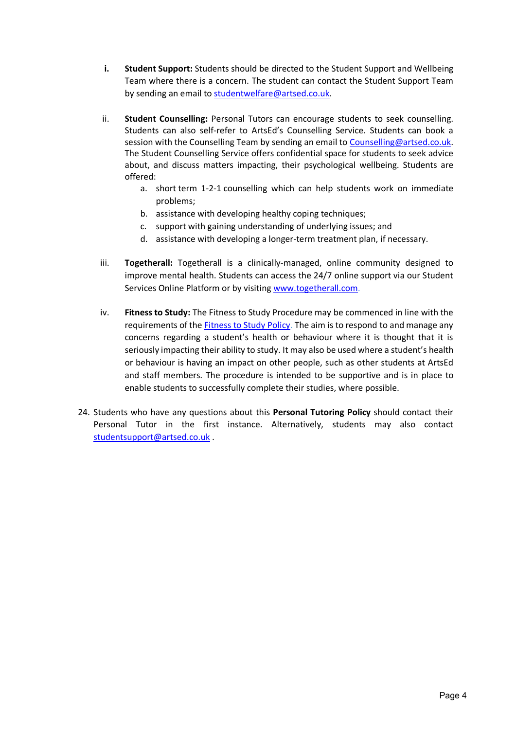i. **Student Support:** Students should be directed to the Student Support and Wellbeing Team where there is a concern. The student can contact the Student Support Team by sending an email to studentwelfare@artsed.co.uk.

ii. **Student Counselling:** Personal Tutors can encourage students to seek counselling. Students can also self-refer to ArtsEd's Counselling Service. Students can book a session with the Counselling Team by sending an email to Counselling@artsed.co.uk. The Student Counselling Service offers confidential space for students to seek advice about, and discuss matters impacting, their psychological wellbeing. Students are offered:

   a. short term 1-2-1 counselling which can help students work on immediate problems;
   b. assistance with developing healthy coping techniques;
   c. support with gaining understanding of underlying issues; and
   d. assistance with developing a longer-term treatment plan, if necessary.

iii. **Togetherall:** Togetherall is a clinically-managed, online community designed to improve mental health. Students can access the 24/7 online support via our Student Services Online Platform or by visiting www.togetherall.com.

iv. **Fitness to Study:** The Fitness to Study Procedure may be commenced in line with the requirements of the Fitness to Study Policy. The aim is to respond to and manage any concerns regarding a student's health or behaviour where it is thought that it is seriously impacting their ability to study. It may also be used where a student's health or behaviour is having an impact on other people, such as other students at ArtsEd and staff members. The procedure is intended to be supportive and is in place to enable students to successfully complete their studies, where possible.

24. Students who have any questions about this **Personal Tutoring Policy** should contact their Personal Tutor in the first instance. Alternatively, students may also contact studentsupport@artsed.co.uk .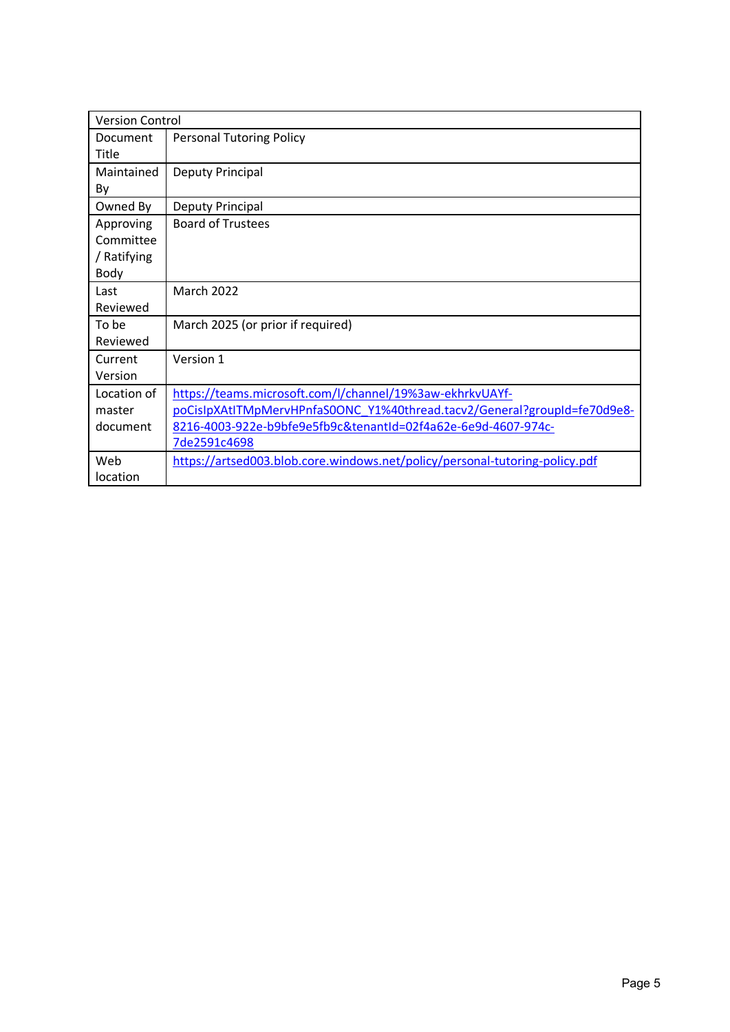| Version Control | |
|---|---|
| Document Title | Personal Tutoring Policy |
| Maintained By | Deputy Principal |
| Owned By | Deputy Principal |
| Approving Committee / Ratifying Body | Board of Trustees |
| Last Reviewed | March 2022 |
| To be Reviewed | March 2025 (or prior if required) |
| Current Version | Version 1 |
| Location of master document | https://teams.microsoft.com/l/channel/19%3aw-ekhrkvUAYf-poCisIpXAtITMpMervHPnfaS0ONC_Y1%40thread.tacv2/General?groupId=fe70d9e8-8216-4003-922e-b9bfe9e5fb9c&tenantId=02f4a62e-6e9d-4607-974c-7de2591c4698 |
| Web location | https://artsed003.blob.core.windows.net/policy/personal-tutoring-policy.pdf |